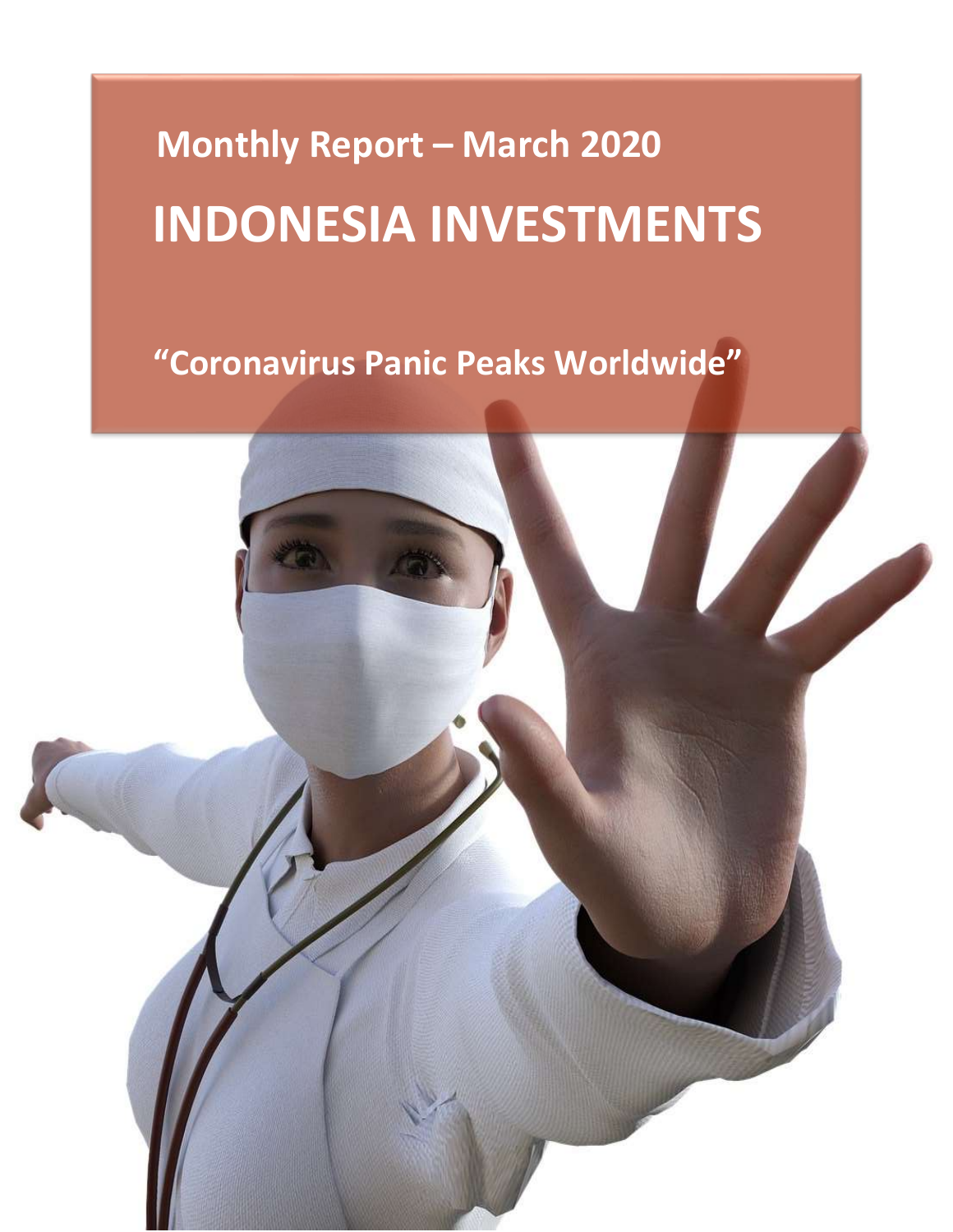## Monthly Report – March 2020

# INDONESIA INVESTMENTS

### "Coronavirus Panic Peaks Worldwide"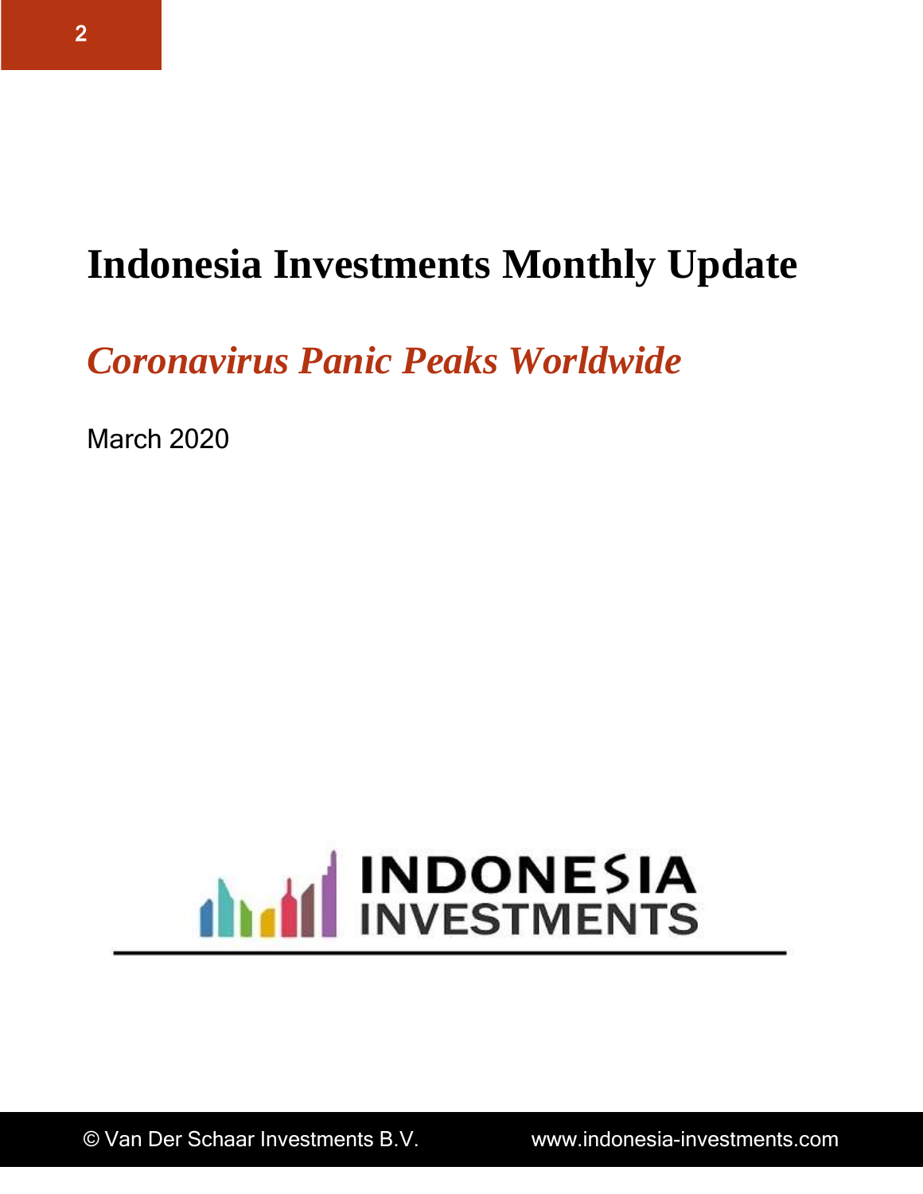# Indonesia Investments Monthly Update

## *Coronavirus Panic Peaks Worldwide*

March 2020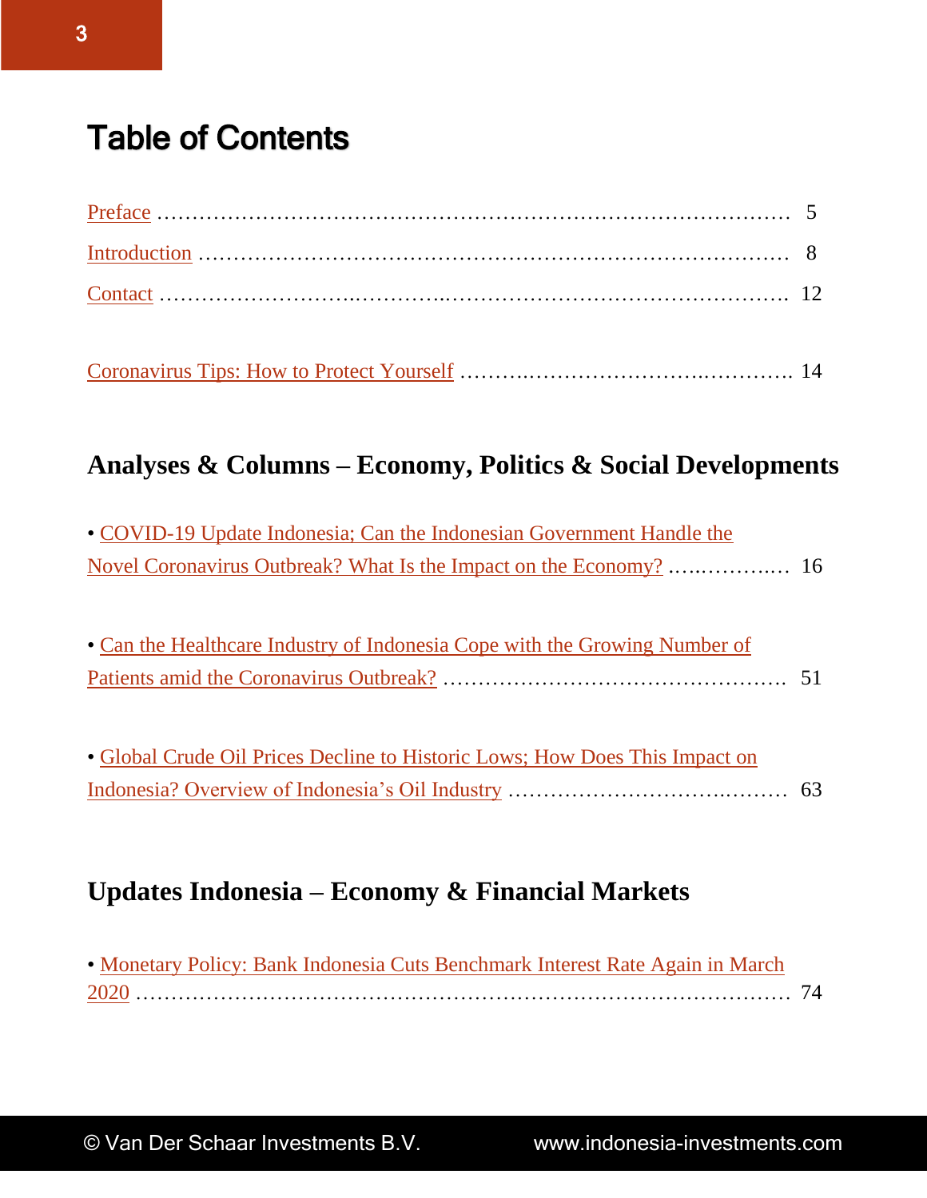# Table of Contents

Preface ........................................................................................ 5

Introduction ................................................................................ 8

Contact ........................................................................................ 12

Coronavirus Tips: How to Protect Yourself ........................................ 14

## Analyses & Columns – Economy, Politics & Social Developments

- COVID-19 Update Indonesia; Can the Indonesian Government Handle the Novel Coronavirus Outbreak? What Is the Impact on the Economy? ................ 16

- Can the Healthcare Industry of Indonesia Cope with the Growing Number of Patients amid the Coronavirus Outbreak? ............................................. 51

- Global Crude Oil Prices Decline to Historic Lows; How Does This Impact on Indonesia? Overview of Indonesia's Oil Industry ..................................... 63

## Updates Indonesia – Economy & Financial Markets

- Monetary Policy: Bank Indonesia Cuts Benchmark Interest Rate Again in March 2020 ................................................................................. 74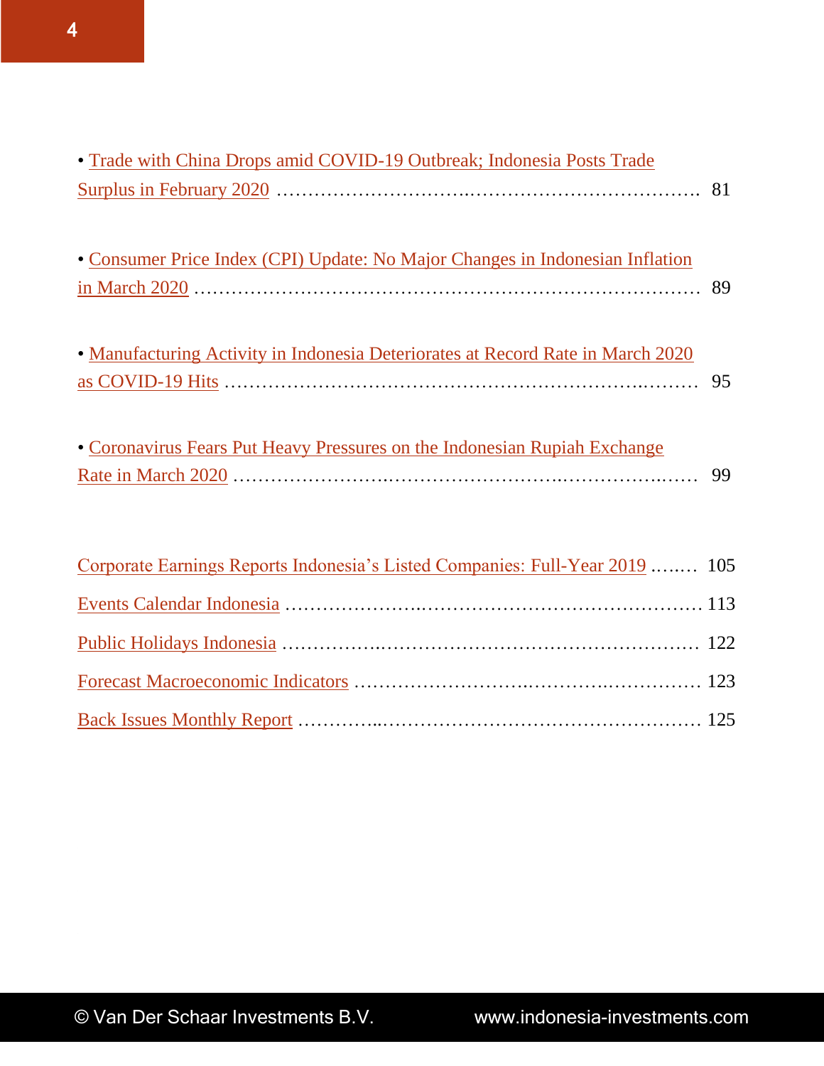- Trade with China Drops amid COVID-19 Outbreak; Indonesia Posts Trade Surplus in February 2020 ………………………….………………………………. 81

- Consumer Price Index (CPI) Update: No Major Changes in Indonesian Inflation in March 2020 ………………………………………………………………………… 89

- Manufacturing Activity in Indonesia Deteriorates at Record Rate in March 2020 as COVID-19 Hits ………………………………………………………….……… 95

- Coronavirus Fears Put Heavy Pressures on the Indonesian Rupiah Exchange Rate in March 2020 ……………………..…………………………..…………..…… 99

Corporate Earnings Reports Indonesia's Listed Companies: Full-Year 2019 …..… 105

Events Calendar Indonesia ………………….……………………………………… 113

Public Holidays Indonesia ……………..…………………………………………… 122

Forecast Macroeconomic Indicators ……………………..………..……………… 123

Back Issues Monthly Report …………..……………………………………………… 125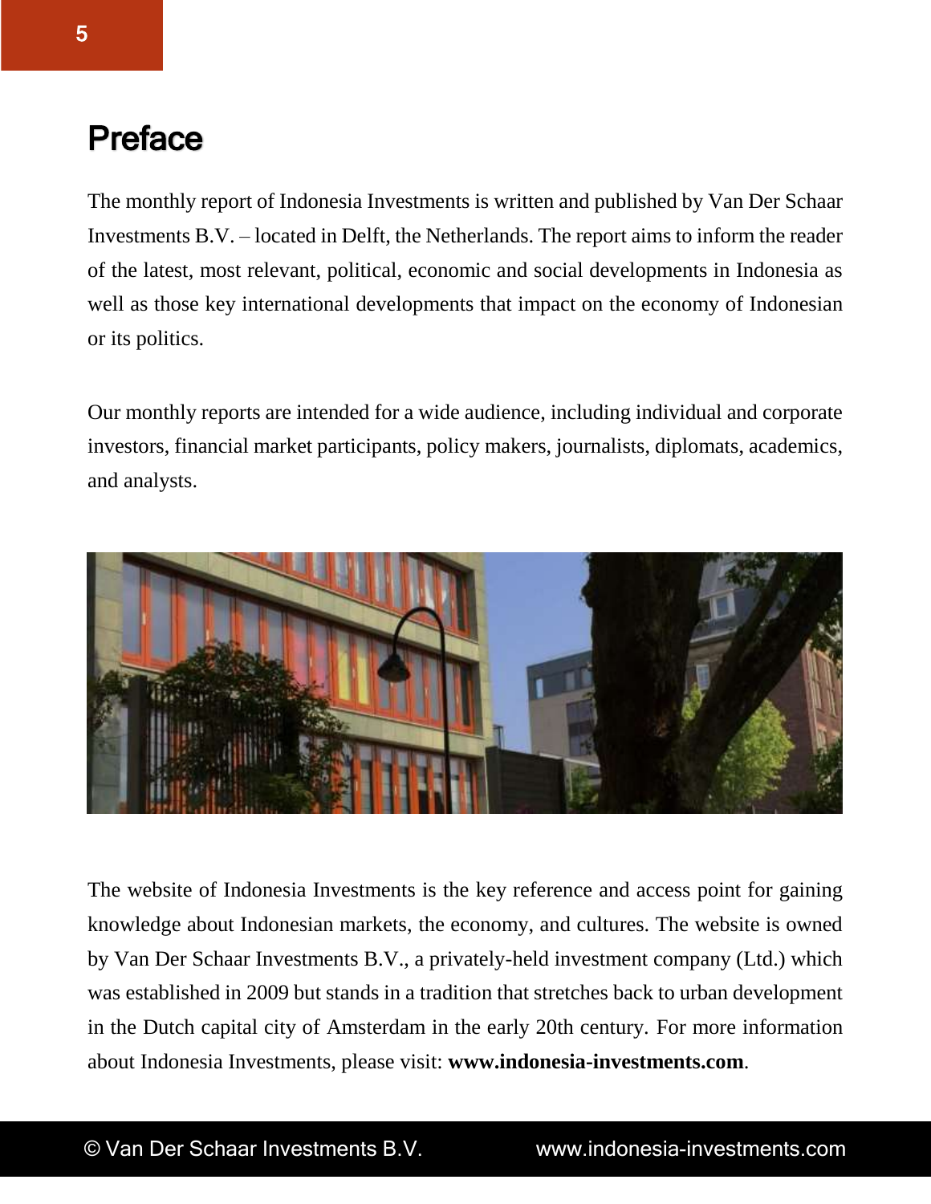# Preface

The monthly report of Indonesia Investments is written and published by Van Der Schaar Investments B.V. – located in Delft, the Netherlands. The report aims to inform the reader of the latest, most relevant, political, economic and social developments in Indonesia as well as those key international developments that impact on the economy of Indonesian or its politics.

Our monthly reports are intended for a wide audience, including individual and corporate investors, financial market participants, policy makers, journalists, diplomats, academics, and analysts.

The website of Indonesia Investments is the key reference and access point for gaining knowledge about Indonesian markets, the economy, and cultures. The website is owned by Van Der Schaar Investments B.V., a privately-held investment company (Ltd.) which was established in 2009 but stands in a tradition that stretches back to urban development in the Dutch capital city of Amsterdam in the early 20th century. For more information about Indonesia Investments, please visit: **www.indonesia-investments.com**.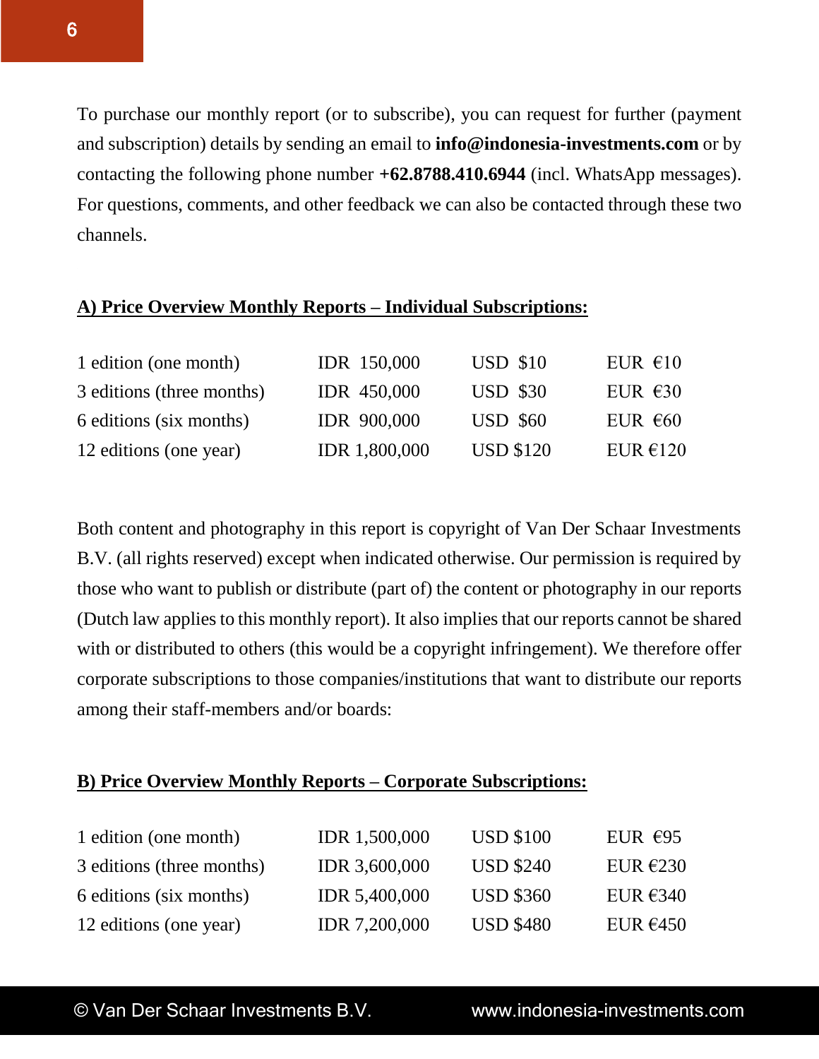To purchase our monthly report (or to subscribe), you can request for further (payment and subscription) details by sending an email to **info@indonesia-investments.com** or by contacting the following phone number **+62.8788.410.6944** (incl. WhatsApp messages). For questions, comments, and other feedback we can also be contacted through these two channels.

**<u>A) Price Overview Monthly Reports – Individual Subscriptions:</u>**

| | | | |
|---|---|---|---|
| 1 edition (one month) | IDR 150,000 | USD $10 | EUR €10 |
| 3 editions (three months) | IDR 450,000 | USD $30 | EUR €30 |
| 6 editions (six months) | IDR 900,000 | USD $60 | EUR €60 |
| 12 editions (one year) | IDR 1,800,000 | USD $120 | EUR €120 |

Both content and photography in this report is copyright of Van Der Schaar Investments B.V. (all rights reserved) except when indicated otherwise. Our permission is required by those who want to publish or distribute (part of) the content or photography in our reports (Dutch law applies to this monthly report). It also implies that our reports cannot be shared with or distributed to others (this would be a copyright infringement). We therefore offer corporate subscriptions to those companies/institutions that want to distribute our reports among their staff-members and/or boards:

**<u>B) Price Overview Monthly Reports – Corporate Subscriptions:</u>**

| | | | |
|---|---|---|---|
| 1 edition (one month) | IDR 1,500,000 | USD $100 | EUR €95 |
| 3 editions (three months) | IDR 3,600,000 | USD $240 | EUR €230 |
| 6 editions (six months) | IDR 5,400,000 | USD $360 | EUR €340 |
| 12 editions (one year) | IDR 7,200,000 | USD $480 | EUR €450 |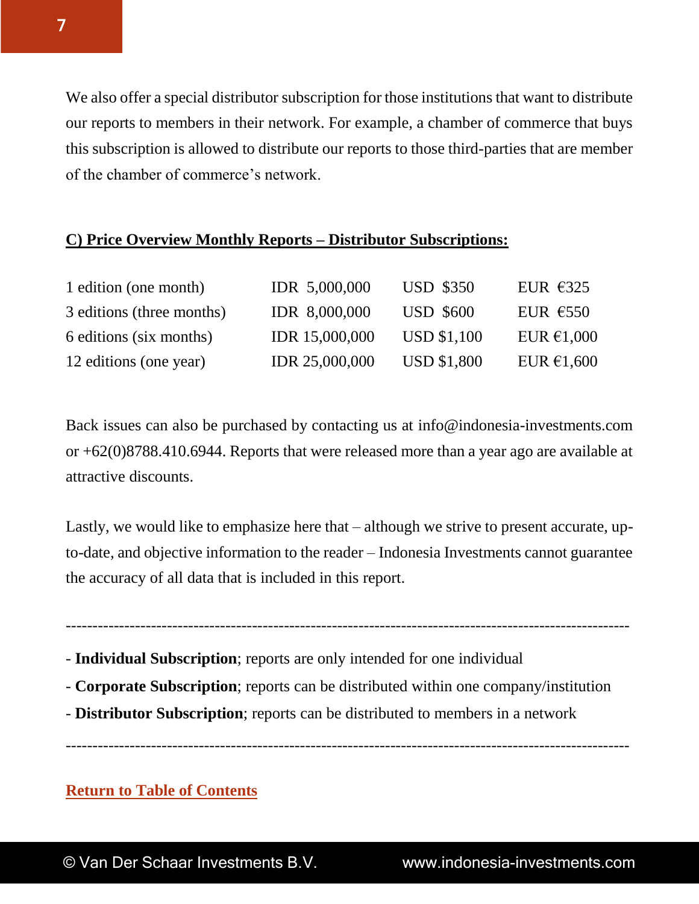We also offer a special distributor subscription for those institutions that want to distribute our reports to members in their network. For example, a chamber of commerce that buys this subscription is allowed to distribute our reports to those third-parties that are member of the chamber of commerce's network.

**C) Price Overview Monthly Reports – Distributor Subscriptions:**

| | | | |
|---|---|---|---|
| 1 edition (one month) | IDR 5,000,000 | USD $350 | EUR €325 |
| 3 editions (three months) | IDR 8,000,000 | USD $600 | EUR €550 |
| 6 editions (six months) | IDR 15,000,000 | USD $1,100 | EUR €1,000 |
| 12 editions (one year) | IDR 25,000,000 | USD $1,800 | EUR €1,600 |

Back issues can also be purchased by contacting us at info@indonesia-investments.com or +62(0)8788.410.6944. Reports that were released more than a year ago are available at attractive discounts.

Lastly, we would like to emphasize here that – although we strive to present accurate, up-to-date, and objective information to the reader – Indonesia Investments cannot guarantee the accuracy of all data that is included in this report.

---

- **Individual Subscription**; reports are only intended for one individual
- **Corporate Subscription**; reports can be distributed within one company/institution
- **Distributor Subscription**; reports can be distributed to members in a network

---

Return to Table of Contents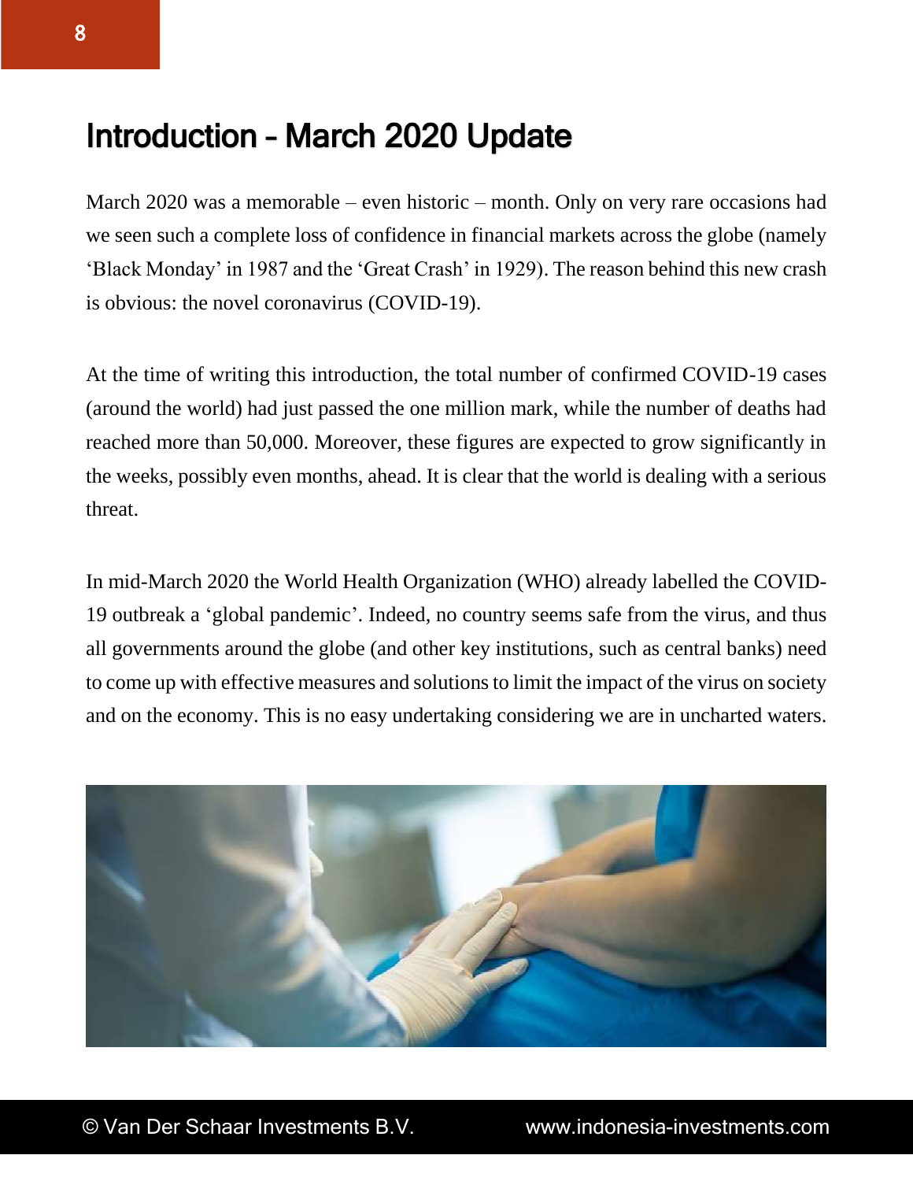# Introduction – March 2020 Update

March 2020 was a memorable – even historic – month. Only on very rare occasions had we seen such a complete loss of confidence in financial markets across the globe (namely 'Black Monday' in 1987 and the 'Great Crash' in 1929). The reason behind this new crash is obvious: the novel coronavirus (COVID-19).

At the time of writing this introduction, the total number of confirmed COVID-19 cases (around the world) had just passed the one million mark, while the number of deaths had reached more than 50,000. Moreover, these figures are expected to grow significantly in the weeks, possibly even months, ahead. It is clear that the world is dealing with a serious threat.

In mid-March 2020 the World Health Organization (WHO) already labelled the COVID-19 outbreak a 'global pandemic'. Indeed, no country seems safe from the virus, and thus all governments around the globe (and other key institutions, such as central banks) need to come up with effective measures and solutions to limit the impact of the virus on society and on the economy. This is no easy undertaking considering we are in uncharted waters.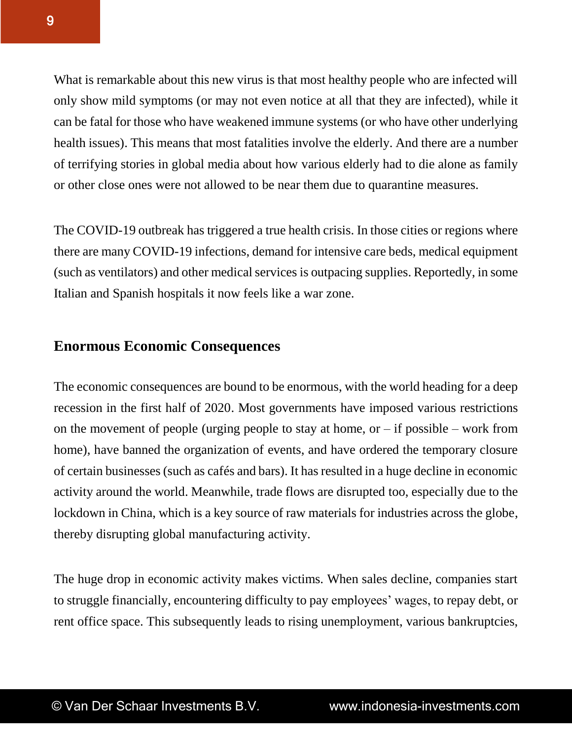What is remarkable about this new virus is that most healthy people who are infected will only show mild symptoms (or may not even notice at all that they are infected), while it can be fatal for those who have weakened immune systems (or who have other underlying health issues). This means that most fatalities involve the elderly. And there are a number of terrifying stories in global media about how various elderly had to die alone as family or other close ones were not allowed to be near them due to quarantine measures.

The COVID-19 outbreak has triggered a true health crisis. In those cities or regions where there are many COVID-19 infections, demand for intensive care beds, medical equipment (such as ventilators) and other medical services is outpacing supplies. Reportedly, in some Italian and Spanish hospitals it now feels like a war zone.

## Enormous Economic Consequences

The economic consequences are bound to be enormous, with the world heading for a deep recession in the first half of 2020. Most governments have imposed various restrictions on the movement of people (urging people to stay at home, or – if possible – work from home), have banned the organization of events, and have ordered the temporary closure of certain businesses (such as cafés and bars). It has resulted in a huge decline in economic activity around the world. Meanwhile, trade flows are disrupted too, especially due to the lockdown in China, which is a key source of raw materials for industries across the globe, thereby disrupting global manufacturing activity.

The huge drop in economic activity makes victims. When sales decline, companies start to struggle financially, encountering difficulty to pay employees' wages, to repay debt, or rent office space. This subsequently leads to rising unemployment, various bankruptcies,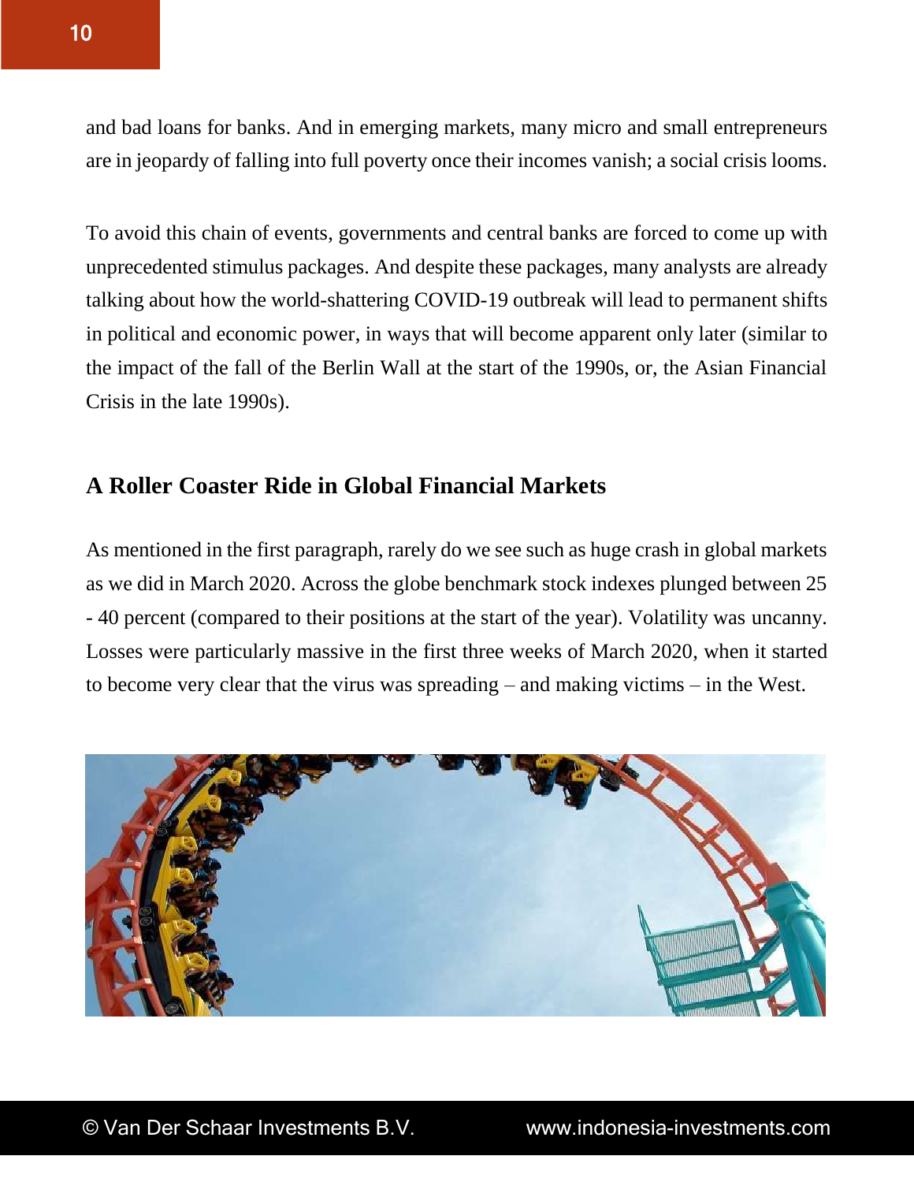and bad loans for banks. And in emerging markets, many micro and small entrepreneurs are in jeopardy of falling into full poverty once their incomes vanish; a social crisis looms.

To avoid this chain of events, governments and central banks are forced to come up with unprecedented stimulus packages. And despite these packages, many analysts are already talking about how the world-shattering COVID-19 outbreak will lead to permanent shifts in political and economic power, in ways that will become apparent only later (similar to the impact of the fall of the Berlin Wall at the start of the 1990s, or, the Asian Financial Crisis in the late 1990s).

## A Roller Coaster Ride in Global Financial Markets

As mentioned in the first paragraph, rarely do we see such as huge crash in global markets as we did in March 2020. Across the globe benchmark stock indexes plunged between 25 - 40 percent (compared to their positions at the start of the year). Volatility was uncanny. Losses were particularly massive in the first three weeks of March 2020, when it started to become very clear that the virus was spreading – and making victims – in the West.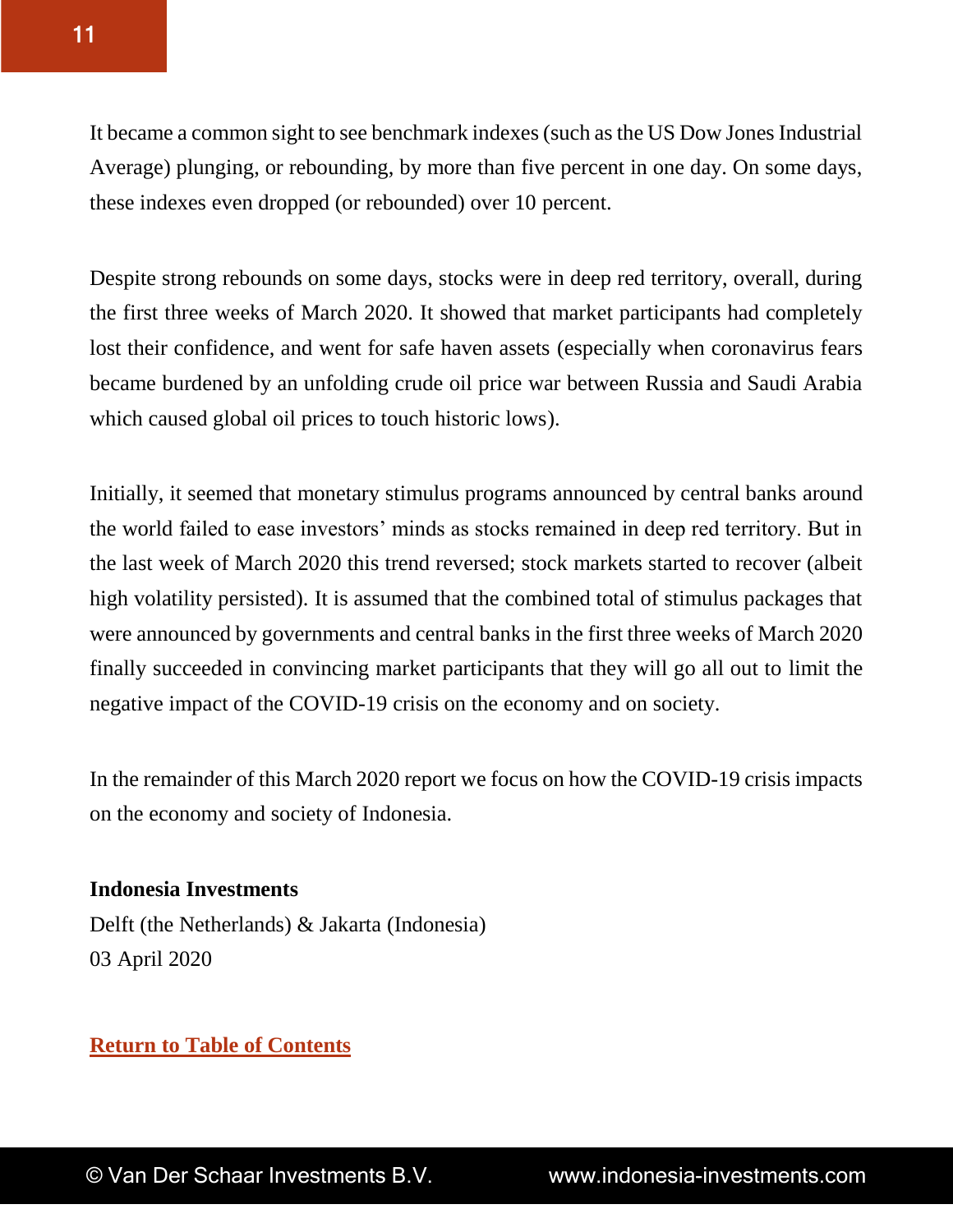It became a common sight to see benchmark indexes (such as the US Dow Jones Industrial Average) plunging, or rebounding, by more than five percent in one day. On some days, these indexes even dropped (or rebounded) over 10 percent.

Despite strong rebounds on some days, stocks were in deep red territory, overall, during the first three weeks of March 2020. It showed that market participants had completely lost their confidence, and went for safe haven assets (especially when coronavirus fears became burdened by an unfolding crude oil price war between Russia and Saudi Arabia which caused global oil prices to touch historic lows).

Initially, it seemed that monetary stimulus programs announced by central banks around the world failed to ease investors' minds as stocks remained in deep red territory. But in the last week of March 2020 this trend reversed; stock markets started to recover (albeit high volatility persisted). It is assumed that the combined total of stimulus packages that were announced by governments and central banks in the first three weeks of March 2020 finally succeeded in convincing market participants that they will go all out to limit the negative impact of the COVID-19 crisis on the economy and on society.

In the remainder of this March 2020 report we focus on how the COVID-19 crisis impacts on the economy and society of Indonesia.

**Indonesia Investments**
Delft (the Netherlands) & Jakarta (Indonesia)
03 April 2020

**Return to Table of Contents**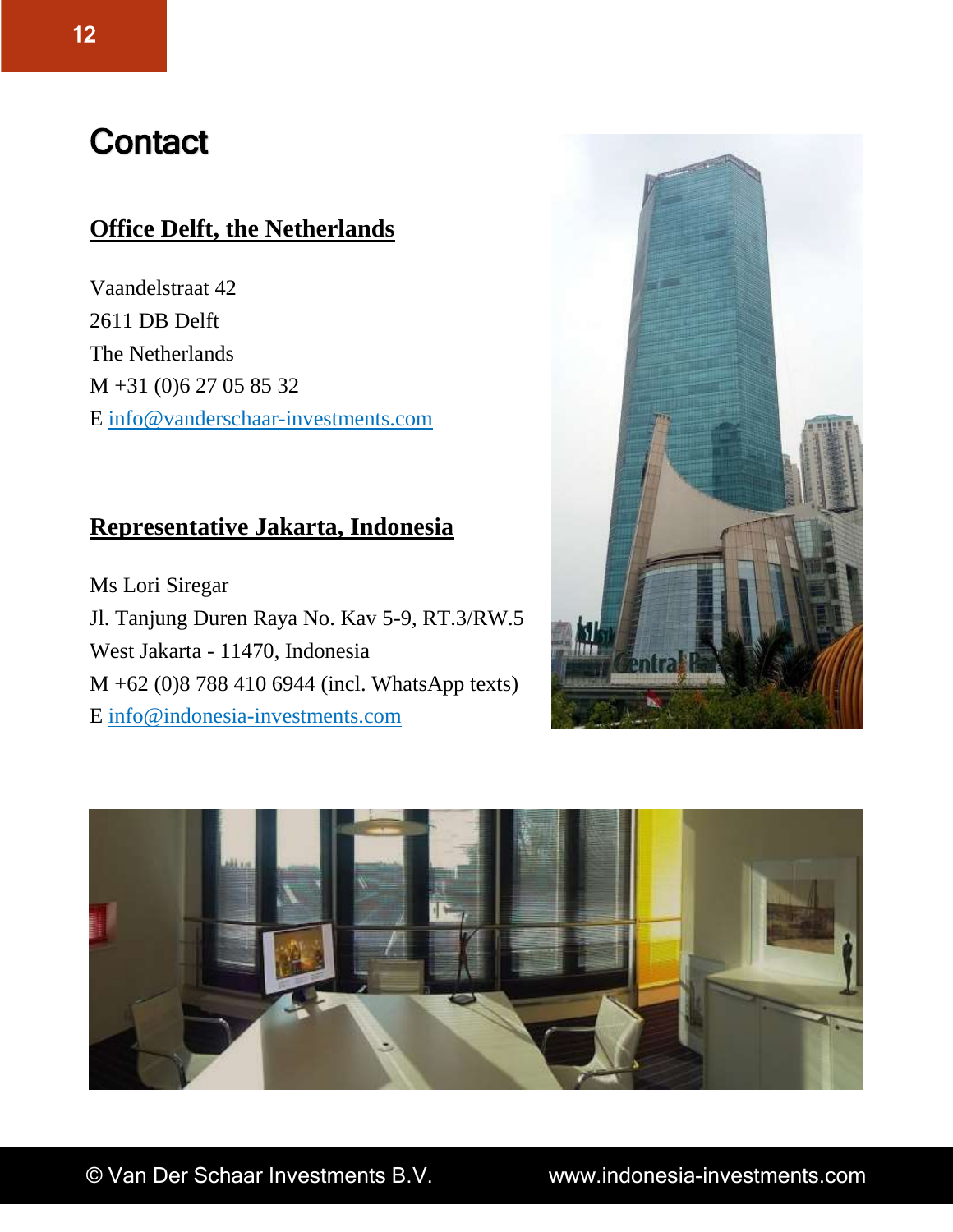# Contact

## Office Delft, the Netherlands

Vaandelstraat 42
2611 DB Delft
The Netherlands
M +31 (0)6 27 05 85 32
E info@vanderschaar-investments.com

## Representative Jakarta, Indonesia

Ms Lori Siregar
Jl. Tanjung Duren Raya No. Kav 5-9, RT.3/RW.5
West Jakarta - 11470, Indonesia
M +62 (0)8 788 410 6944 (incl. WhatsApp texts)
E info@indonesia-investments.com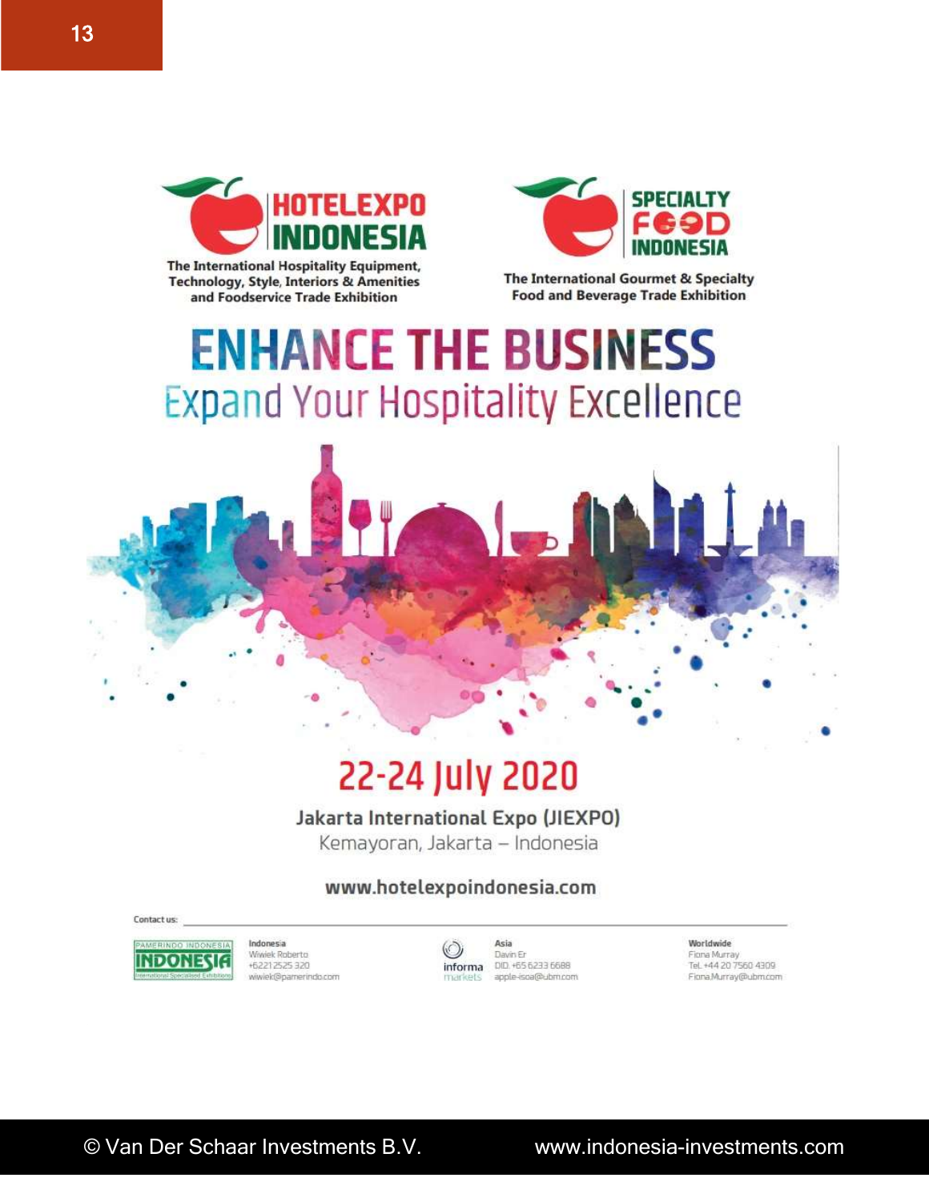**HOTELEXPO INDONESIA**

The International Hospitality Equipment, Technology, Style, Interiors & Amenities and Foodservice Trade Exhibition

**SPECIALTY FOOD INDONESIA**

The International Gourmet & Specialty Food and Beverage Trade Exhibition

# ENHANCE THE BUSINESS

## Expand Your Hospitality Excellence

## 22-24 July 2020

**Jakarta International Expo (JIEXPO)**

Kemayoran, Jakarta – Indonesia

**www.hotelexpoindonesia.com**

Contact us:

**Indonesia**
Wiwiek Roberto
+6221 2525 320
wiwiek@pamerindo.com

**Asia**
Davin Er
DID. +65 6233 6688
apple-isoa@ubm.com

**Worldwide**
Fiona Murray
Tel. +44 20 7560 4309
Fiona.Murray@ubm.com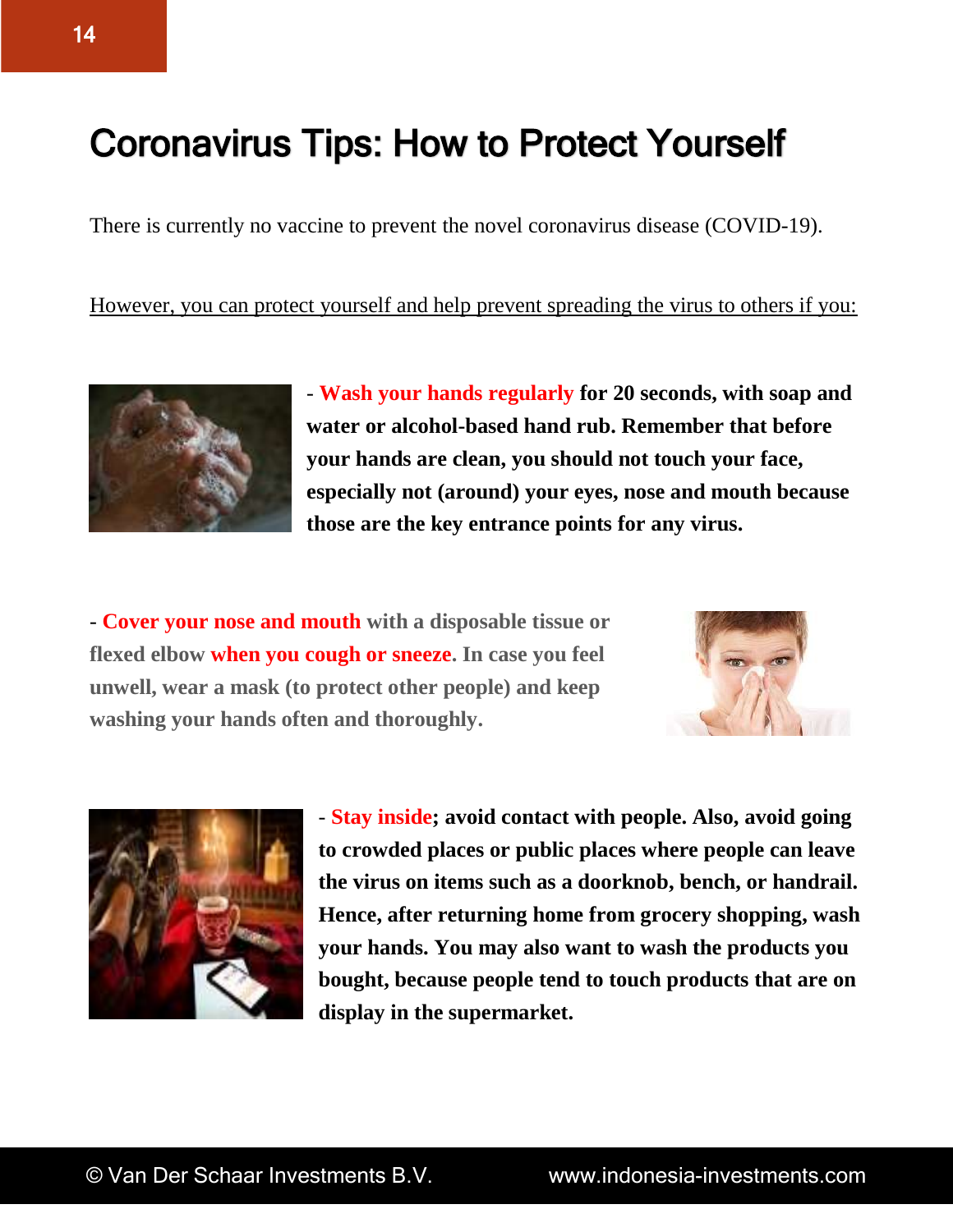# Coronavirus Tips: How to Protect Yourself

There is currently no vaccine to prevent the novel coronavirus disease (COVID-19).

However, you can protect yourself and help prevent spreading the virus to others if you:

- **Wash your hands regularly for 20 seconds, with soap and water or alcohol-based hand rub. Remember that before your hands are clean, you should not touch your face, especially not (around) your eyes, nose and mouth because those are the key entrance points for any virus.**

- **Cover your nose and mouth with a disposable tissue or flexed elbow when you cough or sneeze. In case you feel unwell, wear a mask (to protect other people) and keep washing your hands often and thoroughly.**

- **Stay inside; avoid contact with people. Also, avoid going to crowded places or public places where people can leave the virus on items such as a doorknob, bench, or handrail. Hence, after returning home from grocery shopping, wash your hands. You may also want to wash the products you bought, because people tend to touch products that are on display in the supermarket.**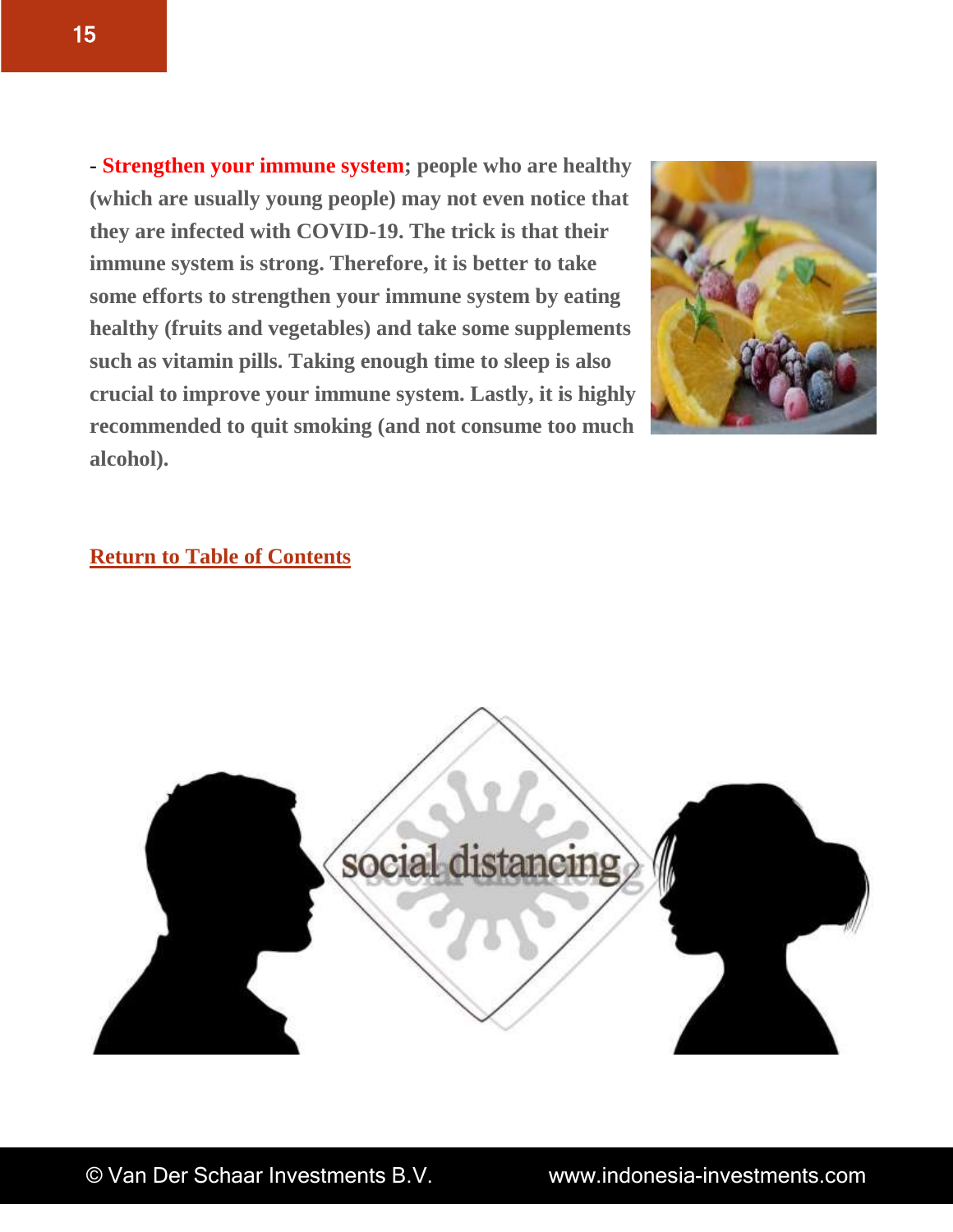- **Strengthen your immune system**; people who are healthy (which are usually young people) may not even notice that they are infected with COVID-19. The trick is that their immune system is strong. Therefore, it is better to take some efforts to strengthen your immune system by eating healthy (fruits and vegetables) and take some supplements such as vitamin pills. Taking enough time to sleep is also crucial to improve your immune system. Lastly, it is highly recommended to quit smoking (and not consume too much alcohol).

Return to Table of Contents